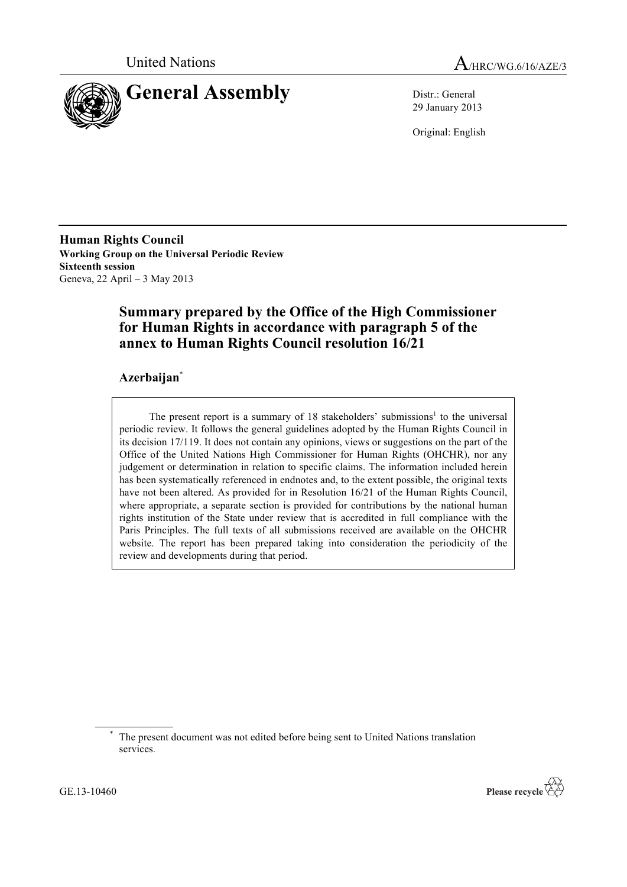United Nations A/HRC/WG.6/16/AZE/3

# General Assembly

Distr.: General
29 January 2013

Original: English

**Human Rights Council**
**Working Group on the Universal Periodic Review**
**Sixteenth session**
Geneva, 22 April – 3 May 2013

## Summary prepared by the Office of the High Commissioner for Human Rights in accordance with paragraph 5 of the annex to Human Rights Council resolution 16/21

### Azerbaijan*

The present report is a summary of 18 stakeholders' submissions[1] to the universal periodic review. It follows the general guidelines adopted by the Human Rights Council in its decision 17/119. It does not contain any opinions, views or suggestions on the part of the Office of the United Nations High Commissioner for Human Rights (OHCHR), nor any judgement or determination in relation to specific claims. The information included herein has been systematically referenced in endnotes and, to the extent possible, the original texts have not been altered. As provided for in Resolution 16/21 of the Human Rights Council, where appropriate, a separate section is provided for contributions by the national human rights institution of the State under review that is accredited in full compliance with the Paris Principles. The full texts of all submissions received are available on the OHCHR website. The report has been prepared taking into consideration the periodicity of the review and developments during that period.

---

* The present document was not edited before being sent to United Nations translation services.

GE.13-10460

Please recycle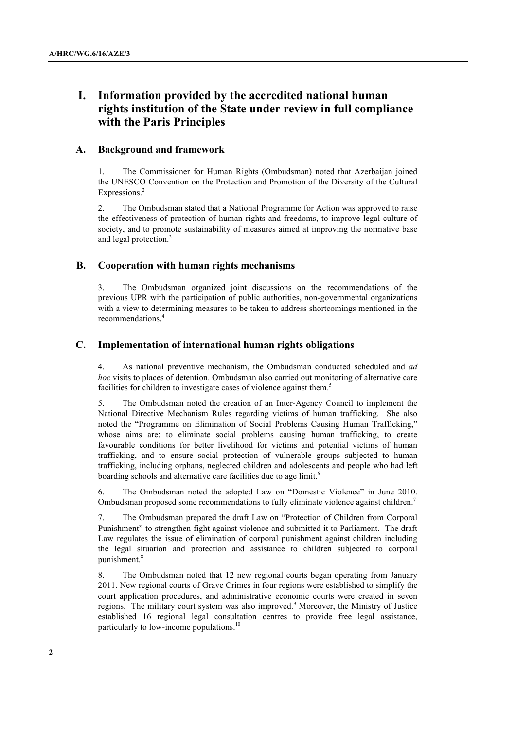# I. Information provided by the accredited national human rights institution of the State under review in full compliance with the Paris Principles

## A. Background and framework

1. The Commissioner for Human Rights (Ombudsman) noted that Azerbaijan joined the UNESCO Convention on the Protection and Promotion of the Diversity of the Cultural Expressions.[2]

2. The Ombudsman stated that a National Programme for Action was approved to raise the effectiveness of protection of human rights and freedoms, to improve legal culture of society, and to promote sustainability of measures aimed at improving the normative base and legal protection.[3]

## B. Cooperation with human rights mechanisms

3. The Ombudsman organized joint discussions on the recommendations of the previous UPR with the participation of public authorities, non-governmental organizations with a view to determining measures to be taken to address shortcomings mentioned in the recommendations.[4]

## C. Implementation of international human rights obligations

4. As national preventive mechanism, the Ombudsman conducted scheduled and *ad hoc* visits to places of detention. Ombudsman also carried out monitoring of alternative care facilities for children to investigate cases of violence against them.[5]

5. The Ombudsman noted the creation of an Inter-Agency Council to implement the National Directive Mechanism Rules regarding victims of human trafficking. She also noted the "Programme on Elimination of Social Problems Causing Human Trafficking," whose aims are: to eliminate social problems causing human trafficking, to create favourable conditions for better livelihood for victims and potential victims of human trafficking, and to ensure social protection of vulnerable groups subjected to human trafficking, including orphans, neglected children and adolescents and people who had left boarding schools and alternative care facilities due to age limit.[6]

6. The Ombudsman noted the adopted Law on "Domestic Violence" in June 2010. Ombudsman proposed some recommendations to fully eliminate violence against children.[7]

7. The Ombudsman prepared the draft Law on "Protection of Children from Corporal Punishment" to strengthen fight against violence and submitted it to Parliament. The draft Law regulates the issue of elimination of corporal punishment against children including the legal situation and protection and assistance to children subjected to corporal punishment.[8]

8. The Ombudsman noted that 12 new regional courts began operating from January 2011. New regional courts of Grave Crimes in four regions were established to simplify the court application procedures, and administrative economic courts were created in seven regions. The military court system was also improved.[9] Moreover, the Ministry of Justice established 16 regional legal consultation centres to provide free legal assistance, particularly to low-income populations.[10]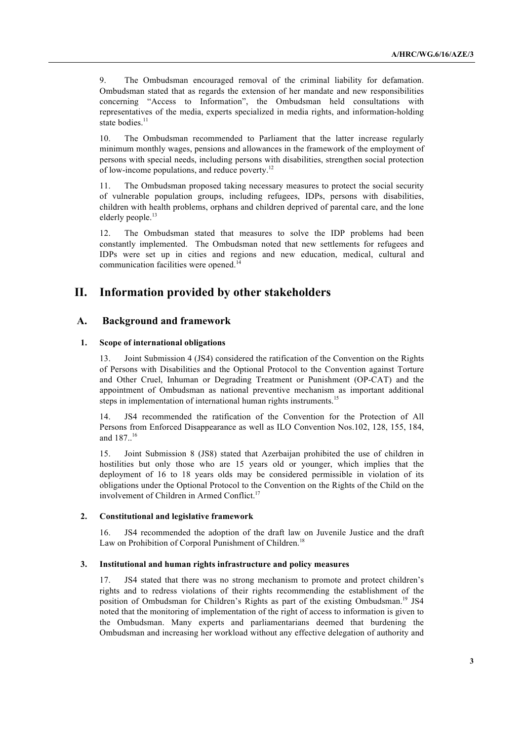9. The Ombudsman encouraged removal of the criminal liability for defamation. Ombudsman stated that as regards the extension of her mandate and new responsibilities concerning "Access to Information", the Ombudsman held consultations with representatives of the media, experts specialized in media rights, and information-holding state bodies.[11]

10. The Ombudsman recommended to Parliament that the latter increase regularly minimum monthly wages, pensions and allowances in the framework of the employment of persons with special needs, including persons with disabilities, strengthen social protection of low-income populations, and reduce poverty.[12]

11. The Ombudsman proposed taking necessary measures to protect the social security of vulnerable population groups, including refugees, IDPs, persons with disabilities, children with health problems, orphans and children deprived of parental care, and the lone elderly people.[13]

12. The Ombudsman stated that measures to solve the IDP problems had been constantly implemented. The Ombudsman noted that new settlements for refugees and IDPs were set up in cities and regions and new education, medical, cultural and communication facilities were opened.[14]

# II. Information provided by other stakeholders

## A. Background and framework

### 1. Scope of international obligations

13. Joint Submission 4 (JS4) considered the ratification of the Convention on the Rights of Persons with Disabilities and the Optional Protocol to the Convention against Torture and Other Cruel, Inhuman or Degrading Treatment or Punishment (OP-CAT) and the appointment of Ombudsman as national preventive mechanism as important additional steps in implementation of international human rights instruments.[15]

14. JS4 recommended the ratification of the Convention for the Protection of All Persons from Enforced Disappearance as well as ILO Convention Nos.102, 128, 155, 184, and 187..[16]

15. Joint Submission 8 (JS8) stated that Azerbaijan prohibited the use of children in hostilities but only those who are 15 years old or younger, which implies that the deployment of 16 to 18 years olds may be considered permissible in violation of its obligations under the Optional Protocol to the Convention on the Rights of the Child on the involvement of Children in Armed Conflict.[17]

### 2. Constitutional and legislative framework

16. JS4 recommended the adoption of the draft law on Juvenile Justice and the draft Law on Prohibition of Corporal Punishment of Children.[18]

### 3. Institutional and human rights infrastructure and policy measures

17. JS4 stated that there was no strong mechanism to promote and protect children's rights and to redress violations of their rights recommending the establishment of the position of Ombudsman for Children's Rights as part of the existing Ombudsman.[19] JS4 noted that the monitoring of implementation of the right of access to information is given to the Ombudsman. Many experts and parliamentarians deemed that burdening the Ombudsman and increasing her workload without any effective delegation of authority and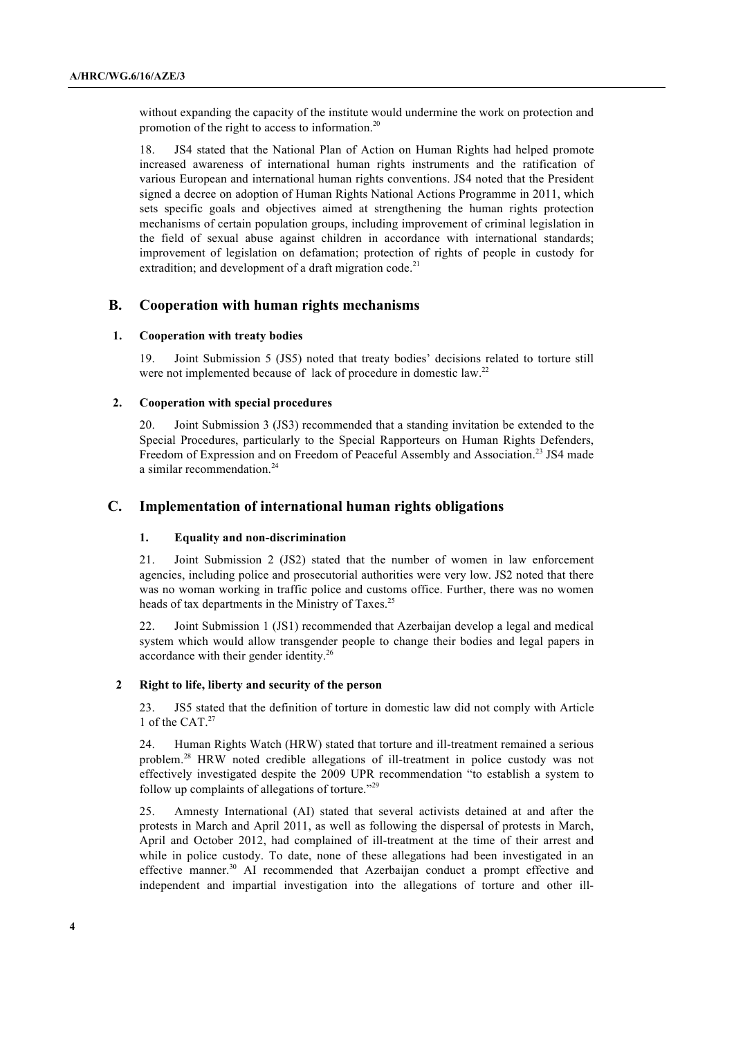without expanding the capacity of the institute would undermine the work on protection and promotion of the right to access to information.[20]

18. JS4 stated that the National Plan of Action on Human Rights had helped promote increased awareness of international human rights instruments and the ratification of various European and international human rights conventions. JS4 noted that the President signed a decree on adoption of Human Rights National Actions Programme in 2011, which sets specific goals and objectives aimed at strengthening the human rights protection mechanisms of certain population groups, including improvement of criminal legislation in the field of sexual abuse against children in accordance with international standards; improvement of legislation on defamation; protection of rights of people in custody for extradition; and development of a draft migration code.[21]

## B. Cooperation with human rights mechanisms

### 1. Cooperation with treaty bodies

19. Joint Submission 5 (JS5) noted that treaty bodies' decisions related to torture still were not implemented because of lack of procedure in domestic law.[22]

### 2. Cooperation with special procedures

20. Joint Submission 3 (JS3) recommended that a standing invitation be extended to the Special Procedures, particularly to the Special Rapporteurs on Human Rights Defenders, Freedom of Expression and on Freedom of Peaceful Assembly and Association.[23] JS4 made a similar recommendation.[24]

## C. Implementation of international human rights obligations

### 1. Equality and non-discrimination

21. Joint Submission 2 (JS2) stated that the number of women in law enforcement agencies, including police and prosecutorial authorities were very low. JS2 noted that there was no woman working in traffic police and customs office. Further, there was no women heads of tax departments in the Ministry of Taxes.[25]

22. Joint Submission 1 (JS1) recommended that Azerbaijan develop a legal and medical system which would allow transgender people to change their bodies and legal papers in accordance with their gender identity.[26]

### 2 Right to life, liberty and security of the person

23. JS5 stated that the definition of torture in domestic law did not comply with Article 1 of the CAT.[27]

24. Human Rights Watch (HRW) stated that torture and ill-treatment remained a serious problem.[28] HRW noted credible allegations of ill-treatment in police custody was not effectively investigated despite the 2009 UPR recommendation "to establish a system to follow up complaints of allegations of torture."[29]

25. Amnesty International (AI) stated that several activists detained at and after the protests in March and April 2011, as well as following the dispersal of protests in March, April and October 2012, had complained of ill-treatment at the time of their arrest and while in police custody. To date, none of these allegations had been investigated in an effective manner.[30] AI recommended that Azerbaijan conduct a prompt effective and independent and impartial investigation into the allegations of torture and other ill-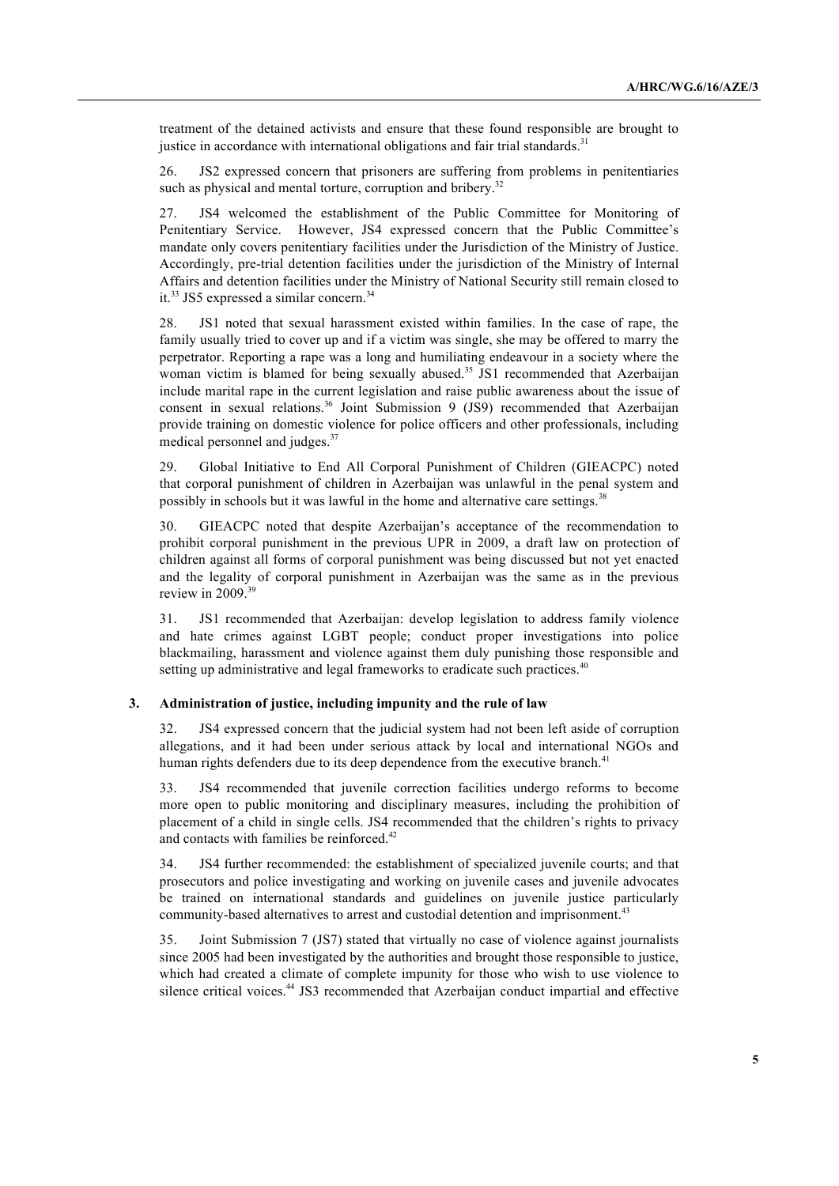treatment of the detained activists and ensure that these found responsible are brought to justice in accordance with international obligations and fair trial standards.[31]

26. JS2 expressed concern that prisoners are suffering from problems in penitentiaries such as physical and mental torture, corruption and bribery.[32]

27. JS4 welcomed the establishment of the Public Committee for Monitoring of Penitentiary Service. However, JS4 expressed concern that the Public Committee's mandate only covers penitentiary facilities under the Jurisdiction of the Ministry of Justice. Accordingly, pre-trial detention facilities under the jurisdiction of the Ministry of Internal Affairs and detention facilities under the Ministry of National Security still remain closed to it.[33] JS5 expressed a similar concern.[34]

28. JS1 noted that sexual harassment existed within families. In the case of rape, the family usually tried to cover up and if a victim was single, she may be offered to marry the perpetrator. Reporting a rape was a long and humiliating endeavour in a society where the woman victim is blamed for being sexually abused.[35] JS1 recommended that Azerbaijan include marital rape in the current legislation and raise public awareness about the issue of consent in sexual relations.[36] Joint Submission 9 (JS9) recommended that Azerbaijan provide training on domestic violence for police officers and other professionals, including medical personnel and judges.[37]

29. Global Initiative to End All Corporal Punishment of Children (GIEACPC) noted that corporal punishment of children in Azerbaijan was unlawful in the penal system and possibly in schools but it was lawful in the home and alternative care settings.[38]

30. GIEACPC noted that despite Azerbaijan's acceptance of the recommendation to prohibit corporal punishment in the previous UPR in 2009, a draft law on protection of children against all forms of corporal punishment was being discussed but not yet enacted and the legality of corporal punishment in Azerbaijan was the same as in the previous review in 2009.[39]

31. JS1 recommended that Azerbaijan: develop legislation to address family violence and hate crimes against LGBT people; conduct proper investigations into police blackmailing, harassment and violence against them duly punishing those responsible and setting up administrative and legal frameworks to eradicate such practices.[40]

### 3. Administration of justice, including impunity and the rule of law

32. JS4 expressed concern that the judicial system had not been left aside of corruption allegations, and it had been under serious attack by local and international NGOs and human rights defenders due to its deep dependence from the executive branch.[41]

33. JS4 recommended that juvenile correction facilities undergo reforms to become more open to public monitoring and disciplinary measures, including the prohibition of placement of a child in single cells. JS4 recommended that the children's rights to privacy and contacts with families be reinforced.[42]

34. JS4 further recommended: the establishment of specialized juvenile courts; and that prosecutors and police investigating and working on juvenile cases and juvenile advocates be trained on international standards and guidelines on juvenile justice particularly community-based alternatives to arrest and custodial detention and imprisonment.[43]

35. Joint Submission 7 (JS7) stated that virtually no case of violence against journalists since 2005 had been investigated by the authorities and brought those responsible to justice, which had created a climate of complete impunity for those who wish to use violence to silence critical voices.[44] JS3 recommended that Azerbaijan conduct impartial and effective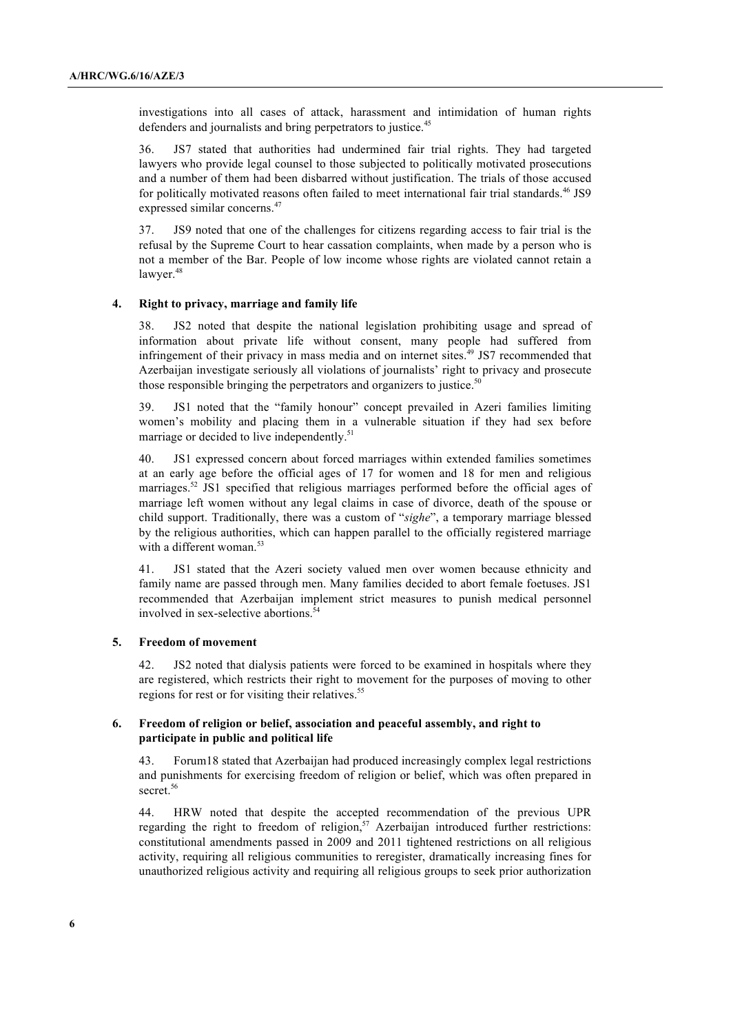investigations into all cases of attack, harassment and intimidation of human rights defenders and journalists and bring perpetrators to justice.[45]

36. JS7 stated that authorities had undermined fair trial rights. They had targeted lawyers who provide legal counsel to those subjected to politically motivated prosecutions and a number of them had been disbarred without justification. The trials of those accused for politically motivated reasons often failed to meet international fair trial standards.[46] JS9 expressed similar concerns.[47]

37. JS9 noted that one of the challenges for citizens regarding access to fair trial is the refusal by the Supreme Court to hear cassation complaints, when made by a person who is not a member of the Bar. People of low income whose rights are violated cannot retain a lawyer.[48]

### 4. Right to privacy, marriage and family life

38. JS2 noted that despite the national legislation prohibiting usage and spread of information about private life without consent, many people had suffered from infringement of their privacy in mass media and on internet sites.[49] JS7 recommended that Azerbaijan investigate seriously all violations of journalists' right to privacy and prosecute those responsible bringing the perpetrators and organizers to justice.[50]

39. JS1 noted that the "family honour" concept prevailed in Azeri families limiting women's mobility and placing them in a vulnerable situation if they had sex before marriage or decided to live independently.[51]

40. JS1 expressed concern about forced marriages within extended families sometimes at an early age before the official ages of 17 for women and 18 for men and religious marriages.[52] JS1 specified that religious marriages performed before the official ages of marriage left women without any legal claims in case of divorce, death of the spouse or child support. Traditionally, there was a custom of "*sighe*", a temporary marriage blessed by the religious authorities, which can happen parallel to the officially registered marriage with a different woman.[53]

41. JS1 stated that the Azeri society valued men over women because ethnicity and family name are passed through men. Many families decided to abort female foetuses. JS1 recommended that Azerbaijan implement strict measures to punish medical personnel involved in sex-selective abortions.[54]

### 5. Freedom of movement

42. JS2 noted that dialysis patients were forced to be examined in hospitals where they are registered, which restricts their right to movement for the purposes of moving to other regions for rest or for visiting their relatives.[55]

### 6. Freedom of religion or belief, association and peaceful assembly, and right to participate in public and political life

43. Forum18 stated that Azerbaijan had produced increasingly complex legal restrictions and punishments for exercising freedom of religion or belief, which was often prepared in secret.[56]

44. HRW noted that despite the accepted recommendation of the previous UPR regarding the right to freedom of religion,[57] Azerbaijan introduced further restrictions: constitutional amendments passed in 2009 and 2011 tightened restrictions on all religious activity, requiring all religious communities to reregister, dramatically increasing fines for unauthorized religious activity and requiring all religious groups to seek prior authorization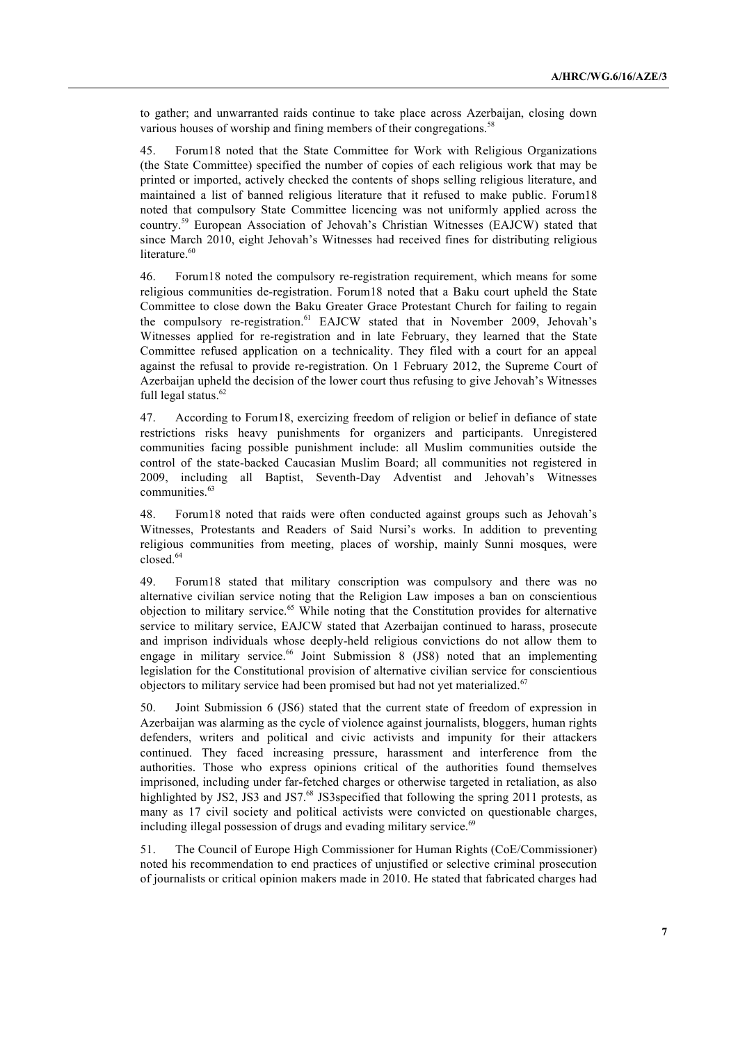to gather; and unwarranted raids continue to take place across Azerbaijan, closing down various houses of worship and fining members of their congregations.[58]

45. Forum18 noted that the State Committee for Work with Religious Organizations (the State Committee) specified the number of copies of each religious work that may be printed or imported, actively checked the contents of shops selling religious literature, and maintained a list of banned religious literature that it refused to make public. Forum18 noted that compulsory State Committee licencing was not uniformly applied across the country.[59] European Association of Jehovah's Christian Witnesses (EAJCW) stated that since March 2010, eight Jehovah's Witnesses had received fines for distributing religious literature.[60]

46. Forum18 noted the compulsory re-registration requirement, which means for some religious communities de-registration. Forum18 noted that a Baku court upheld the State Committee to close down the Baku Greater Grace Protestant Church for failing to regain the compulsory re-registration.[61] EAJCW stated that in November 2009, Jehovah's Witnesses applied for re-registration and in late February, they learned that the State Committee refused application on a technicality. They filed with a court for an appeal against the refusal to provide re-registration. On 1 February 2012, the Supreme Court of Azerbaijan upheld the decision of the lower court thus refusing to give Jehovah's Witnesses full legal status.[62]

47. According to Forum18, exercizing freedom of religion or belief in defiance of state restrictions risks heavy punishments for organizers and participants. Unregistered communities facing possible punishment include: all Muslim communities outside the control of the state-backed Caucasian Muslim Board; all communities not registered in 2009, including all Baptist, Seventh-Day Adventist and Jehovah's Witnesses communities.[63]

48. Forum18 noted that raids were often conducted against groups such as Jehovah's Witnesses, Protestants and Readers of Said Nursi's works. In addition to preventing religious communities from meeting, places of worship, mainly Sunni mosques, were closed.[64]

49. Forum18 stated that military conscription was compulsory and there was no alternative civilian service noting that the Religion Law imposes a ban on conscientious objection to military service.[65] While noting that the Constitution provides for alternative service to military service, EAJCW stated that Azerbaijan continued to harass, prosecute and imprison individuals whose deeply-held religious convictions do not allow them to engage in military service.[66] Joint Submission 8 (JS8) noted that an implementing legislation for the Constitutional provision of alternative civilian service for conscientious objectors to military service had been promised but had not yet materialized.[67]

50. Joint Submission 6 (JS6) stated that the current state of freedom of expression in Azerbaijan was alarming as the cycle of violence against journalists, bloggers, human rights defenders, writers and political and civic activists and impunity for their attackers continued. They faced increasing pressure, harassment and interference from the authorities. Those who express opinions critical of the authorities found themselves imprisoned, including under far-fetched charges or otherwise targeted in retaliation, as also highlighted by JS2, JS3 and JS7.[68] JS3specified that following the spring 2011 protests, as many as 17 civil society and political activists were convicted on questionable charges, including illegal possession of drugs and evading military service.[69]

51. The Council of Europe High Commissioner for Human Rights (CoE/Commissioner) noted his recommendation to end practices of unjustified or selective criminal prosecution of journalists or critical opinion makers made in 2010. He stated that fabricated charges had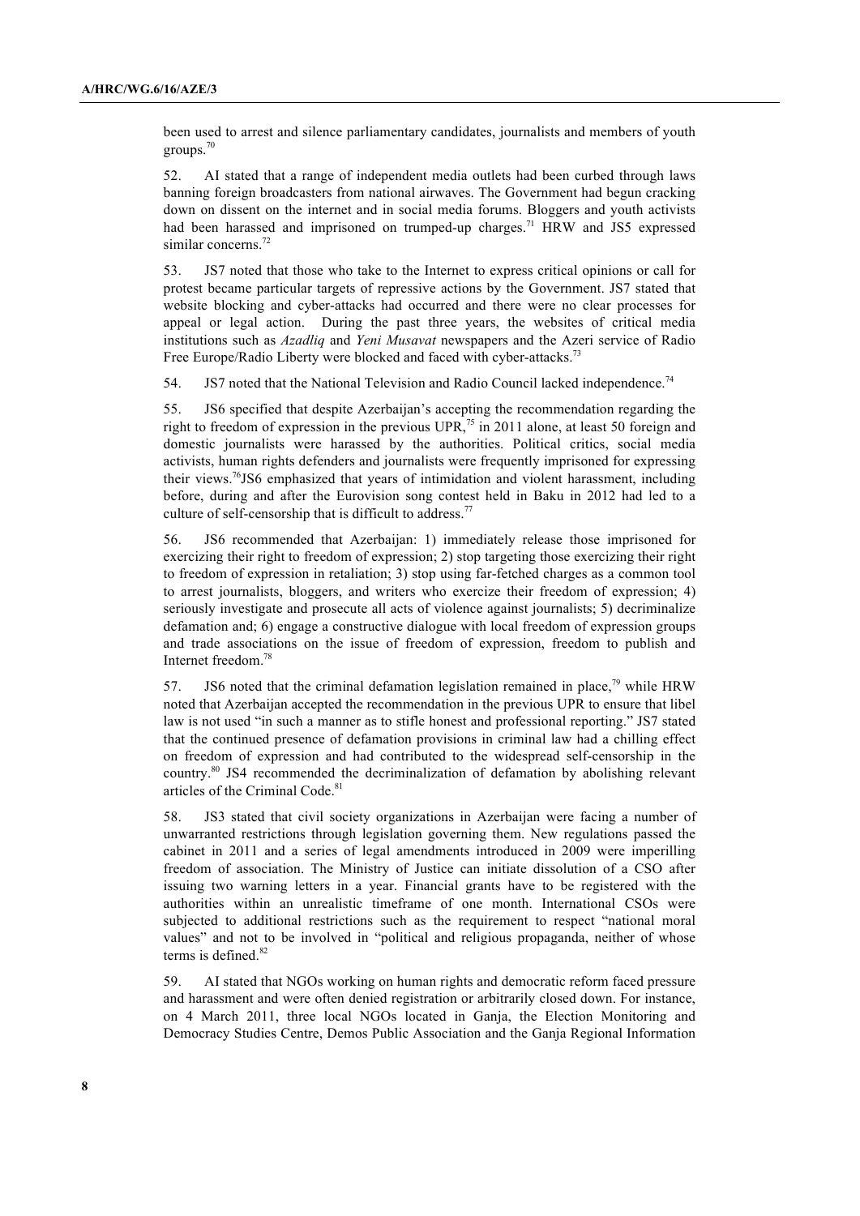been used to arrest and silence parliamentary candidates, journalists and members of youth groups.[70]

52. AI stated that a range of independent media outlets had been curbed through laws banning foreign broadcasters from national airwaves. The Government had begun cracking down on dissent on the internet and in social media forums. Bloggers and youth activists had been harassed and imprisoned on trumped-up charges.[71] HRW and JS5 expressed similar concerns.[72]

53. JS7 noted that those who take to the Internet to express critical opinions or call for protest became particular targets of repressive actions by the Government. JS7 stated that website blocking and cyber-attacks had occurred and there were no clear processes for appeal or legal action. During the past three years, the websites of critical media institutions such as *Azadliq* and *Yeni Musavat* newspapers and the Azeri service of Radio Free Europe/Radio Liberty were blocked and faced with cyber-attacks.[73]

54. JS7 noted that the National Television and Radio Council lacked independence.[74]

55. JS6 specified that despite Azerbaijan's accepting the recommendation regarding the right to freedom of expression in the previous UPR,[75] in 2011 alone, at least 50 foreign and domestic journalists were harassed by the authorities. Political critics, social media activists, human rights defenders and journalists were frequently imprisoned for expressing their views.[76]JS6 emphasized that years of intimidation and violent harassment, including before, during and after the Eurovision song contest held in Baku in 2012 had led to a culture of self-censorship that is difficult to address.[77]

56. JS6 recommended that Azerbaijan: 1) immediately release those imprisoned for exercizing their right to freedom of expression; 2) stop targeting those exercizing their right to freedom of expression in retaliation; 3) stop using far-fetched charges as a common tool to arrest journalists, bloggers, and writers who exercize their freedom of expression; 4) seriously investigate and prosecute all acts of violence against journalists; 5) decriminalize defamation and; 6) engage a constructive dialogue with local freedom of expression groups and trade associations on the issue of freedom of expression, freedom to publish and Internet freedom.[78]

57. JS6 noted that the criminal defamation legislation remained in place,[79] while HRW noted that Azerbaijan accepted the recommendation in the previous UPR to ensure that libel law is not used "in such a manner as to stifle honest and professional reporting." JS7 stated that the continued presence of defamation provisions in criminal law had a chilling effect on freedom of expression and had contributed to the widespread self-censorship in the country.[80] JS4 recommended the decriminalization of defamation by abolishing relevant articles of the Criminal Code.[81]

58. JS3 stated that civil society organizations in Azerbaijan were facing a number of unwarranted restrictions through legislation governing them. New regulations passed the cabinet in 2011 and a series of legal amendments introduced in 2009 were imperilling freedom of association. The Ministry of Justice can initiate dissolution of a CSO after issuing two warning letters in a year. Financial grants have to be registered with the authorities within an unrealistic timeframe of one month. International CSOs were subjected to additional restrictions such as the requirement to respect "national moral values" and not to be involved in "political and religious propaganda, neither of whose terms is defined.[82]

59. AI stated that NGOs working on human rights and democratic reform faced pressure and harassment and were often denied registration or arbitrarily closed down. For instance, on 4 March 2011, three local NGOs located in Ganja, the Election Monitoring and Democracy Studies Centre, Demos Public Association and the Ganja Regional Information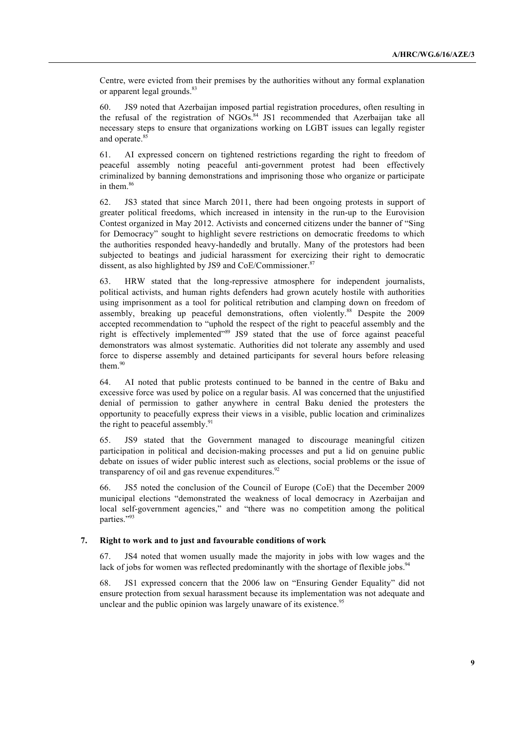Centre, were evicted from their premises by the authorities without any formal explanation or apparent legal grounds.[83]

60. JS9 noted that Azerbaijan imposed partial registration procedures, often resulting in the refusal of the registration of NGOs.[84] JS1 recommended that Azerbaijan take all necessary steps to ensure that organizations working on LGBT issues can legally register and operate.[85]

61. AI expressed concern on tightened restrictions regarding the right to freedom of peaceful assembly noting peaceful anti-government protest had been effectively criminalized by banning demonstrations and imprisoning those who organize or participate in them.[86]

62. JS3 stated that since March 2011, there had been ongoing protests in support of greater political freedoms, which increased in intensity in the run-up to the Eurovision Contest organized in May 2012. Activists and concerned citizens under the banner of "Sing for Democracy" sought to highlight severe restrictions on democratic freedoms to which the authorities responded heavy-handedly and brutally. Many of the protestors had been subjected to beatings and judicial harassment for exercizing their right to democratic dissent, as also highlighted by JS9 and CoE/Commissioner.[87]

63. HRW stated that the long-repressive atmosphere for independent journalists, political activists, and human rights defenders had grown acutely hostile with authorities using imprisonment as a tool for political retribution and clamping down on freedom of assembly, breaking up peaceful demonstrations, often violently.[88] Despite the 2009 accepted recommendation to "uphold the respect of the right to peaceful assembly and the right is effectively implemented"[89] JS9 stated that the use of force against peaceful demonstrators was almost systematic. Authorities did not tolerate any assembly and used force to disperse assembly and detained participants for several hours before releasing them.[90]

64. AI noted that public protests continued to be banned in the centre of Baku and excessive force was used by police on a regular basis. AI was concerned that the unjustified denial of permission to gather anywhere in central Baku denied the protesters the opportunity to peacefully express their views in a visible, public location and criminalizes the right to peaceful assembly.[91]

65. JS9 stated that the Government managed to discourage meaningful citizen participation in political and decision-making processes and put a lid on genuine public debate on issues of wider public interest such as elections, social problems or the issue of transparency of oil and gas revenue expenditures.[92]

66. JS5 noted the conclusion of the Council of Europe (CoE) that the December 2009 municipal elections "demonstrated the weakness of local democracy in Azerbaijan and local self-government agencies," and "there was no competition among the political parties."[93]

### 7. Right to work and to just and favourable conditions of work

67. JS4 noted that women usually made the majority in jobs with low wages and the lack of jobs for women was reflected predominantly with the shortage of flexible jobs.[94]

68. JS1 expressed concern that the 2006 law on "Ensuring Gender Equality" did not ensure protection from sexual harassment because its implementation was not adequate and unclear and the public opinion was largely unaware of its existence.[95]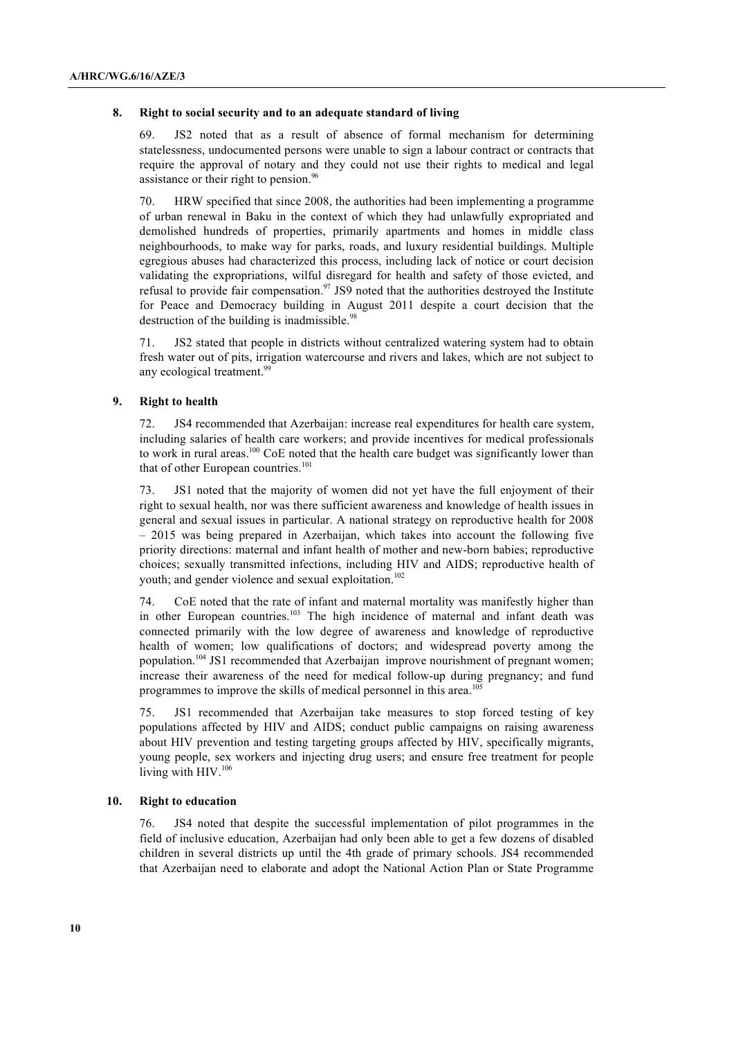### 8. Right to social security and to an adequate standard of living

69. JS2 noted that as a result of absence of formal mechanism for determining statelessness, undocumented persons were unable to sign a labour contract or contracts that require the approval of notary and they could not use their rights to medical and legal assistance or their right to pension.[96]

70. HRW specified that since 2008, the authorities had been implementing a programme of urban renewal in Baku in the context of which they had unlawfully expropriated and demolished hundreds of properties, primarily apartments and homes in middle class neighbourhoods, to make way for parks, roads, and luxury residential buildings. Multiple egregious abuses had characterized this process, including lack of notice or court decision validating the expropriations, wilful disregard for health and safety of those evicted, and refusal to provide fair compensation.[97] JS9 noted that the authorities destroyed the Institute for Peace and Democracy building in August 2011 despite a court decision that the destruction of the building is inadmissible.[98]

71. JS2 stated that people in districts without centralized watering system had to obtain fresh water out of pits, irrigation watercourse and rivers and lakes, which are not subject to any ecological treatment.[99]

### 9. Right to health

72. JS4 recommended that Azerbaijan: increase real expenditures for health care system, including salaries of health care workers; and provide incentives for medical professionals to work in rural areas.[100] CoE noted that the health care budget was significantly lower than that of other European countries.[101]

73. JS1 noted that the majority of women did not yet have the full enjoyment of their right to sexual health, nor was there sufficient awareness and knowledge of health issues in general and sexual issues in particular. A national strategy on reproductive health for 2008 – 2015 was being prepared in Azerbaijan, which takes into account the following five priority directions: maternal and infant health of mother and new-born babies; reproductive choices; sexually transmitted infections, including HIV and AIDS; reproductive health of youth; and gender violence and sexual exploitation.[102]

74. CoE noted that the rate of infant and maternal mortality was manifestly higher than in other European countries.[103] The high incidence of maternal and infant death was connected primarily with the low degree of awareness and knowledge of reproductive health of women; low qualifications of doctors; and widespread poverty among the population.[104] JS1 recommended that Azerbaijan improve nourishment of pregnant women; increase their awareness of the need for medical follow-up during pregnancy; and fund programmes to improve the skills of medical personnel in this area.[105]

75. JS1 recommended that Azerbaijan take measures to stop forced testing of key populations affected by HIV and AIDS; conduct public campaigns on raising awareness about HIV prevention and testing targeting groups affected by HIV, specifically migrants, young people, sex workers and injecting drug users; and ensure free treatment for people living with HIV.[106]

### 10. Right to education

76. JS4 noted that despite the successful implementation of pilot programmes in the field of inclusive education, Azerbaijan had only been able to get a few dozens of disabled children in several districts up until the 4th grade of primary schools. JS4 recommended that Azerbaijan need to elaborate and adopt the National Action Plan or State Programme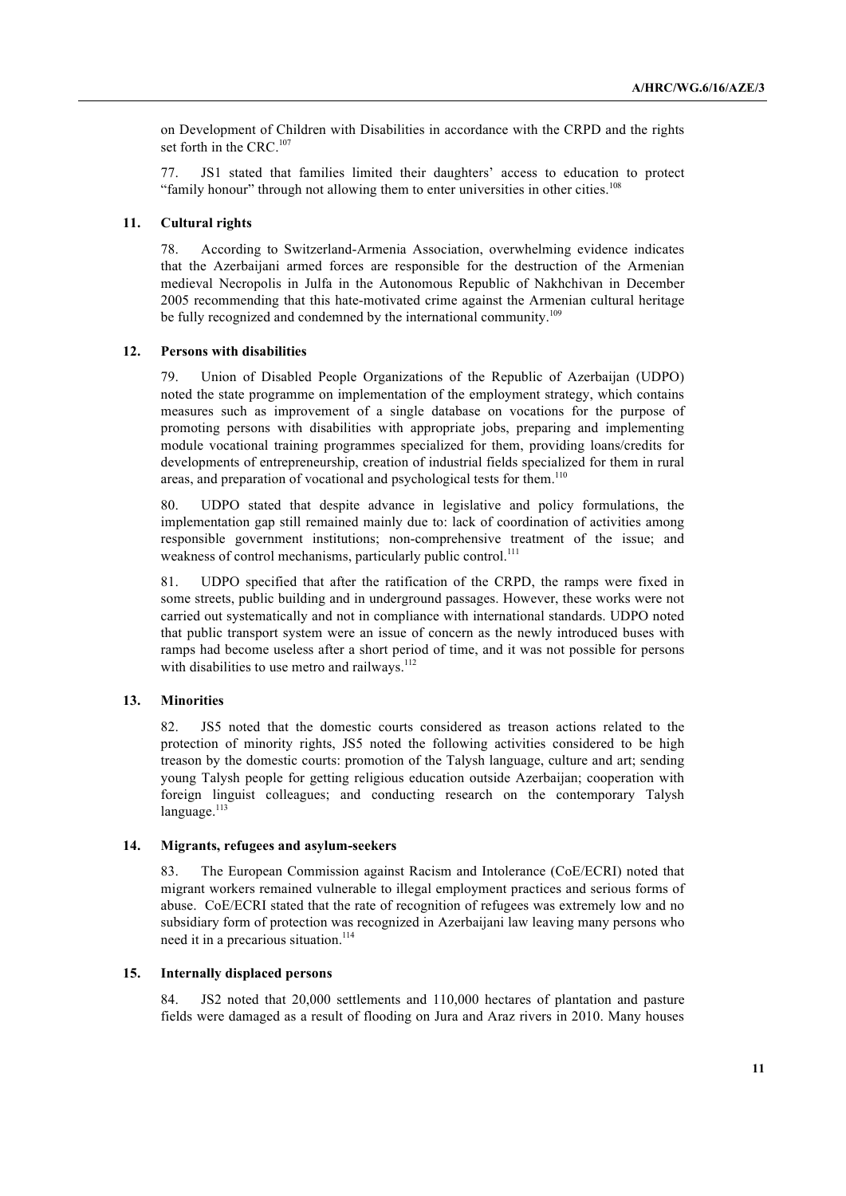on Development of Children with Disabilities in accordance with the CRPD and the rights set forth in the CRC.[107]

77. JS1 stated that families limited their daughters' access to education to protect "family honour" through not allowing them to enter universities in other cities.[108]

### 11. Cultural rights

78. According to Switzerland-Armenia Association, overwhelming evidence indicates that the Azerbaijani armed forces are responsible for the destruction of the Armenian medieval Necropolis in Julfa in the Autonomous Republic of Nakhchivan in December 2005 recommending that this hate-motivated crime against the Armenian cultural heritage be fully recognized and condemned by the international community.[109]

### 12. Persons with disabilities

79. Union of Disabled People Organizations of the Republic of Azerbaijan (UDPO) noted the state programme on implementation of the employment strategy, which contains measures such as improvement of a single database on vocations for the purpose of promoting persons with disabilities with appropriate jobs, preparing and implementing module vocational training programmes specialized for them, providing loans/credits for developments of entrepreneurship, creation of industrial fields specialized for them in rural areas, and preparation of vocational and psychological tests for them.[110]

80. UDPO stated that despite advance in legislative and policy formulations, the implementation gap still remained mainly due to: lack of coordination of activities among responsible government institutions; non-comprehensive treatment of the issue; and weakness of control mechanisms, particularly public control.[111]

81. UDPO specified that after the ratification of the CRPD, the ramps were fixed in some streets, public building and in underground passages. However, these works were not carried out systematically and not in compliance with international standards. UDPO noted that public transport system were an issue of concern as the newly introduced buses with ramps had become useless after a short period of time, and it was not possible for persons with disabilities to use metro and railways.[112]

### 13. Minorities

82. JS5 noted that the domestic courts considered as treason actions related to the protection of minority rights, JS5 noted the following activities considered to be high treason by the domestic courts: promotion of the Talysh language, culture and art; sending young Talysh people for getting religious education outside Azerbaijan; cooperation with foreign linguist colleagues; and conducting research on the contemporary Talysh language.[113]

### 14. Migrants, refugees and asylum-seekers

83. The European Commission against Racism and Intolerance (CoE/ECRI) noted that migrant workers remained vulnerable to illegal employment practices and serious forms of abuse. CoE/ECRI stated that the rate of recognition of refugees was extremely low and no subsidiary form of protection was recognized in Azerbaijani law leaving many persons who need it in a precarious situation.[114]

### 15. Internally displaced persons

84. JS2 noted that 20,000 settlements and 110,000 hectares of plantation and pasture fields were damaged as a result of flooding on Jura and Araz rivers in 2010. Many houses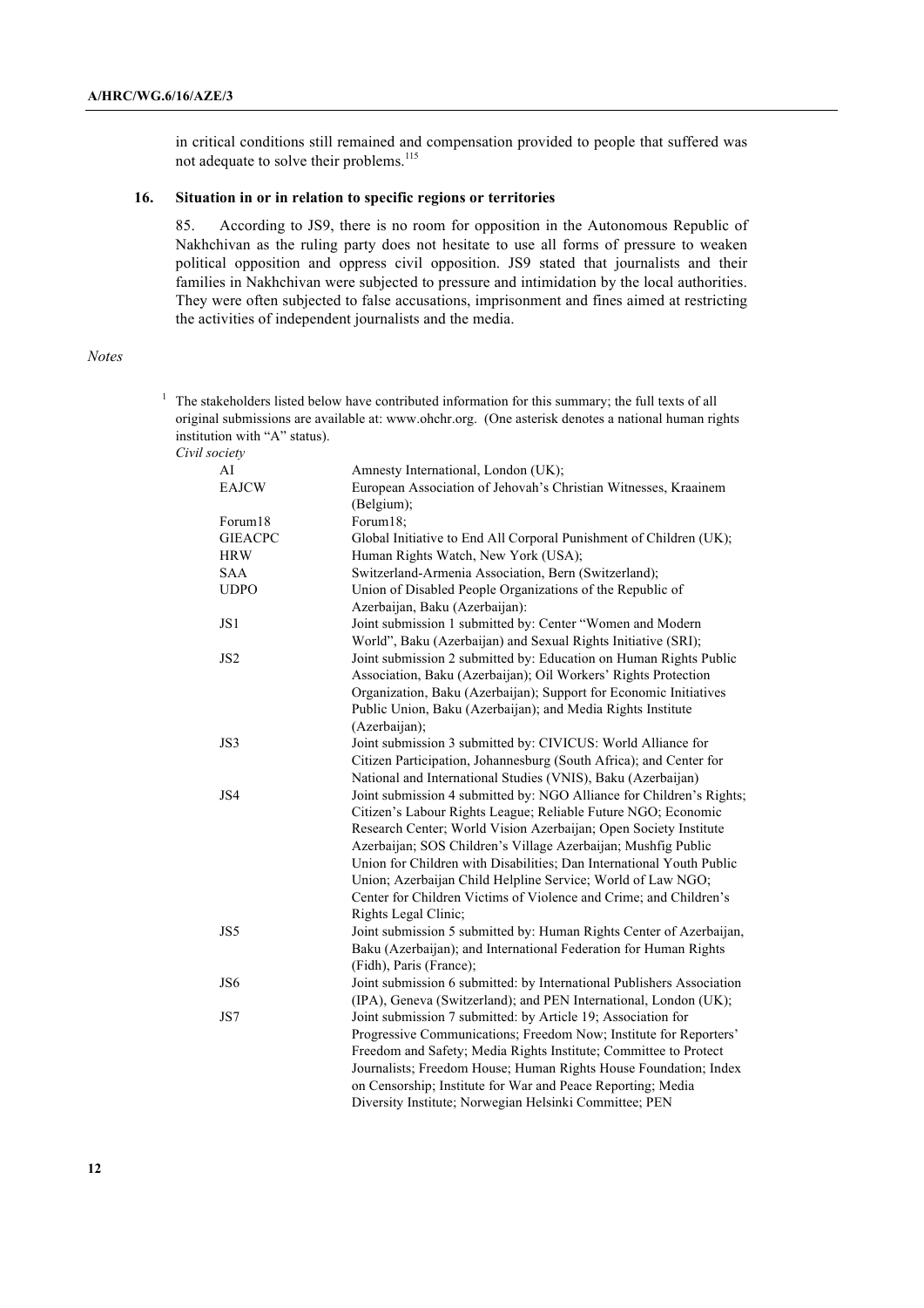in critical conditions still remained and compensation provided to people that suffered was not adequate to solve their problems.[115]

## 16. Situation in or in relation to specific regions or territories

85. According to JS9, there is no room for opposition in the Autonomous Republic of Nakhchivan as the ruling party does not hesitate to use all forms of pressure to weaken political opposition and oppress civil opposition. JS9 stated that journalists and their families in Nakhchivan were subjected to pressure and intimidation by the local authorities. They were often subjected to false accusations, imprisonment and fines aimed at restricting the activities of independent journalists and the media.

*Notes*

[1] The stakeholders listed below have contributed information for this summary; the full texts of all original submissions are available at: www.ohchr.org. (One asterisk denotes a national human rights institution with "A" status).

*Civil society*

| | |
|---|---|
| AI | Amnesty International, London (UK); |
| EAJCW | European Association of Jehovah's Christian Witnesses, Kraainem (Belgium); |
| Forum18 | Forum18; |
| GIEACPC | Global Initiative to End All Corporal Punishment of Children (UK); |
| HRW | Human Rights Watch, New York (USA); |
| SAA | Switzerland-Armenia Association, Bern (Switzerland); |
| UDPO | Union of Disabled People Organizations of the Republic of Azerbaijan, Baku (Azerbaijan): |
| JS1 | Joint submission 1 submitted by: Center "Women and Modern World", Baku (Azerbaijan) and Sexual Rights Initiative (SRI); |
| JS2 | Joint submission 2 submitted by: Education on Human Rights Public Association, Baku (Azerbaijan); Oil Workers' Rights Protection Organization, Baku (Azerbaijan); Support for Economic Initiatives Public Union, Baku (Azerbaijan); and Media Rights Institute (Azerbaijan); |
| JS3 | Joint submission 3 submitted by: CIVICUS: World Alliance for Citizen Participation, Johannesburg (South Africa); and Center for National and International Studies (VNIS), Baku (Azerbaijan) |
| JS4 | Joint submission 4 submitted by: NGO Alliance for Children's Rights; Citizen's Labour Rights League; Reliable Future NGO; Economic Research Center; World Vision Azerbaijan; Open Society Institute Azerbaijan; SOS Children's Village Azerbaijan; Mushfig Public Union for Children with Disabilities; Dan International Youth Public Union; Azerbaijan Child Helpline Service; World of Law NGO; Center for Children Victims of Violence and Crime; and Children's Rights Legal Clinic; |
| JS5 | Joint submission 5 submitted by: Human Rights Center of Azerbaijan, Baku (Azerbaijan); and International Federation for Human Rights (Fidh), Paris (France); |
| JS6 | Joint submission 6 submitted: by International Publishers Association (IPA), Geneva (Switzerland); and PEN International, London (UK); |
| JS7 | Joint submission 7 submitted: by Article 19; Association for Progressive Communications; Freedom Now; Institute for Reporters' Freedom and Safety; Media Rights Institute; Committee to Protect Journalists; Freedom House; Human Rights House Foundation; Index on Censorship; Institute for War and Peace Reporting; Media Diversity Institute; Norwegian Helsinki Committee; PEN |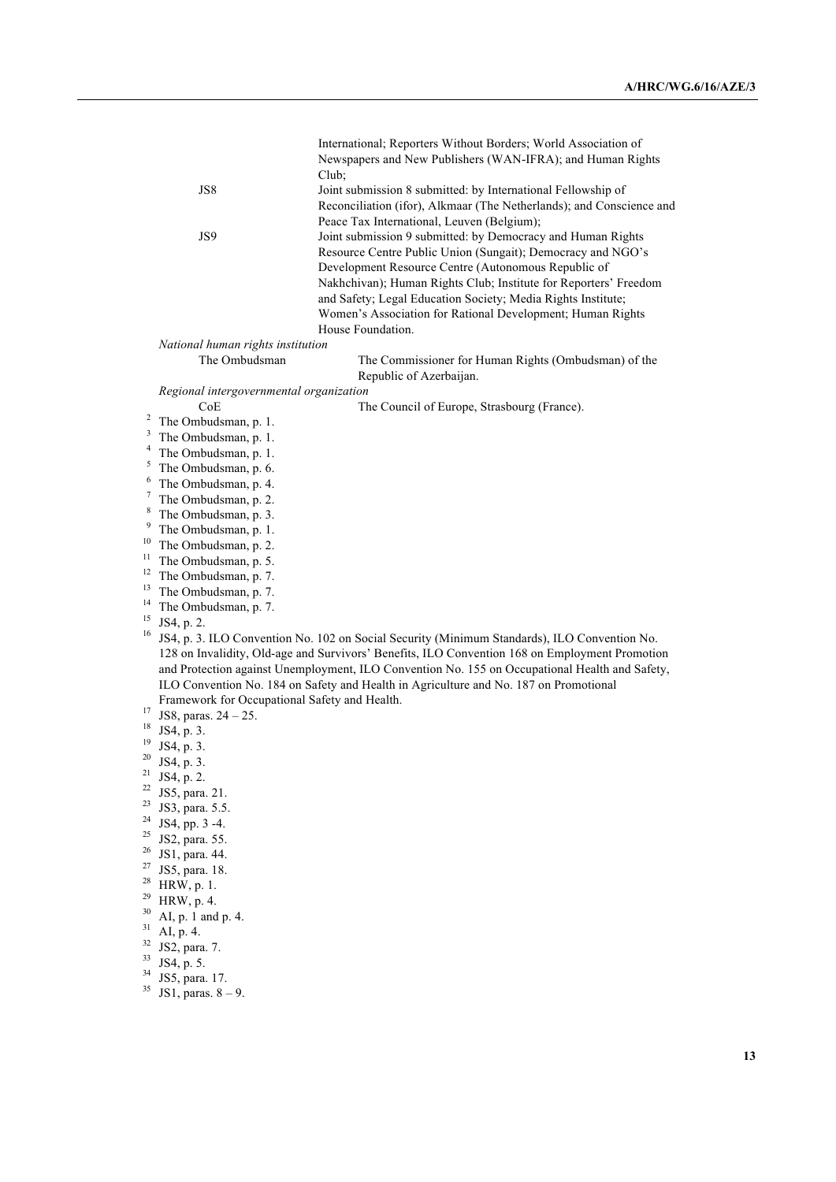| | |
|---|---|
| | International; Reporters Without Borders; World Association of Newspapers and New Publishers (WAN-IFRA); and Human Rights Club; |
| JS8 | Joint submission 8 submitted: by International Fellowship of Reconciliation (ifor), Alkmaar (The Netherlands); and Conscience and Peace Tax International, Leuven (Belgium); |
| JS9 | Joint submission 9 submitted: by Democracy and Human Rights Resource Centre Public Union (Sungait); Democracy and NGO's Development Resource Centre (Autonomous Republic of Nakhchivan); Human Rights Club; Institute for Reporters' Freedom and Safety; Legal Education Society; Media Rights Institute; Women's Association for Rational Development; Human Rights House Foundation. |

*National human rights institution*

| | |
|---|---|
| The Ombudsman | The Commissioner for Human Rights (Ombudsman) of the Republic of Azerbaijan. |

*Regional intergovernmental organization*

| | |
|---|---|
| CoE | The Council of Europe, Strasbourg (France). |

[2] The Ombudsman, p. 1.
[3] The Ombudsman, p. 1.
[4] The Ombudsman, p. 1.
[5] The Ombudsman, p. 6.
[6] The Ombudsman, p. 4.
[7] The Ombudsman, p. 2.
[8] The Ombudsman, p. 3.
[9] The Ombudsman, p. 1.
[10] The Ombudsman, p. 2.
[11] The Ombudsman, p. 5.
[12] The Ombudsman, p. 7.
[13] The Ombudsman, p. 7.
[14] The Ombudsman, p. 7.
[15] JS4, p. 2.
[16] JS4, p. 3. ILO Convention No. 102 on Social Security (Minimum Standards), ILO Convention No. 128 on Invalidity, Old-age and Survivors' Benefits, ILO Convention 168 on Employment Promotion and Protection against Unemployment, ILO Convention No. 155 on Occupational Health and Safety, ILO Convention No. 184 on Safety and Health in Agriculture and No. 187 on Promotional Framework for Occupational Safety and Health.
[17] JS8, paras. 24 – 25.
[18] JS4, p. 3.
[19] JS4, p. 3.
[20] JS4, p. 3.
[21] JS4, p. 2.
[22] JS5, para. 21.
[23] JS3, para. 5.5.
[24] JS4, pp. 3 -4.
[25] JS2, para. 55.
[26] JS1, para. 44.
[27] JS5, para. 18.
[28] HRW, p. 1.
[29] HRW, p. 4.
[30] AI, p. 1 and p. 4.
[31] AI, p. 4.
[32] JS2, para. 7.
[33] JS4, p. 5.
[34] JS5, para. 17.
[35] JS1, paras. 8 – 9.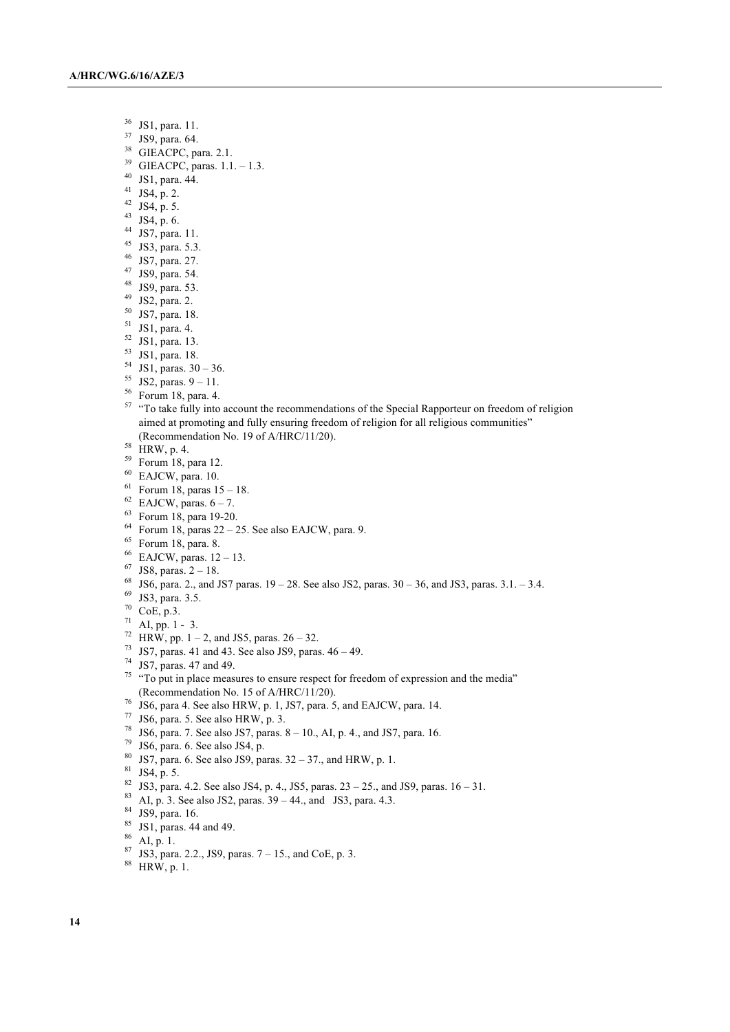[36] JS1, para. 11.
[37] JS9, para. 64.
[38] GIEACPC, para. 2.1.
[39] GIEACPC, paras. 1.1. – 1.3.
[40] JS1, para. 44.
[41] JS4, p. 2.
[42] JS4, p. 5.
[43] JS4, p. 6.
[44] JS7, para. 11.
[45] JS3, para. 5.3.
[46] JS7, para. 27.
[47] JS9, para. 54.
[48] JS9, para. 53.
[49] JS2, para. 2.
[50] JS7, para. 18.
[51] JS1, para. 4.
[52] JS1, para. 13.
[53] JS1, para. 18.
[54] JS1, paras. 30 – 36.
[55] JS2, paras. 9 – 11.
[56] Forum 18, para. 4.
[57] "To take fully into account the recommendations of the Special Rapporteur on freedom of religion aimed at promoting and fully ensuring freedom of religion for all religious communities" (Recommendation No. 19 of A/HRC/11/20).
[58] HRW, p. 4.
[59] Forum 18, para 12.
[60] EAJCW, para. 10.
[61] Forum 18, paras 15 – 18.
[62] EAJCW, paras. 6 – 7.
[63] Forum 18, para 19-20.
[64] Forum 18, paras 22 – 25. See also EAJCW, para. 9.
[65] Forum 18, para. 8.
[66] EAJCW, paras. 12 – 13.
[67] JS8, paras. 2 – 18.
[68] JS6, para. 2., and JS7 paras. 19 – 28. See also JS2, paras. 30 – 36, and JS3, paras. 3.1. – 3.4.
[69] JS3, para. 3.5.
[70] CoE, p.3.
[71] AI, pp. 1 - 3.
[72] HRW, pp. 1 – 2, and JS5, paras. 26 – 32.
[73] JS7, paras. 41 and 43. See also JS9, paras. 46 – 49.
[74] JS7, paras. 47 and 49.
[75] "To put in place measures to ensure respect for freedom of expression and the media" (Recommendation No. 15 of A/HRC/11/20).
[76] JS6, para 4. See also HRW, p. 1, JS7, para. 5, and EAJCW, para. 14.
[77] JS6, para. 5. See also HRW, p. 3.
[78] JS6, para. 7. See also JS7, paras. 8 – 10., AI, p. 4., and JS7, para. 16.
[79] JS6, para. 6. See also JS4, p.
[80] JS7, para. 6. See also JS9, paras. 32 – 37., and HRW, p. 1.
[81] JS4, p. 5.
[82] JS3, para. 4.2. See also JS4, p. 4., JS5, paras. 23 – 25., and JS9, paras. 16 – 31.
[83] AI, p. 3. See also JS2, paras. 39 – 44., and JS3, para. 4.3.
[84] JS9, para. 16.
[85] JS1, paras. 44 and 49.
[86] AI, p. 1.
[87] JS3, para. 2.2., JS9, paras. 7 – 15., and CoE, p. 3.
[88] HRW, p. 1.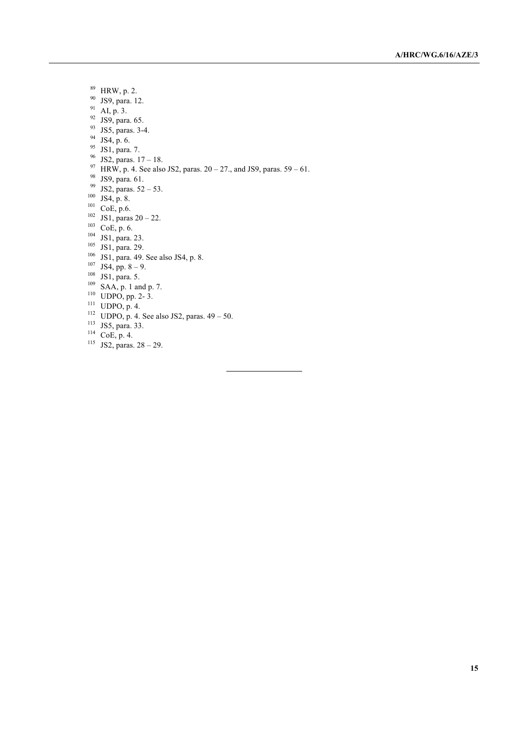[89] HRW, p. 2.
[90] JS9, para. 12.
[91] AI, p. 3.
[92] JS9, para. 65.
[93] JS5, paras. 3-4.
[94] JS4, p. 6.
[95] JS1, para. 7.
[96] JS2, paras. 17 – 18.
[97] HRW, p. 4. See also JS2, paras. 20 – 27., and JS9, paras. 59 – 61.
[98] JS9, para. 61.
[99] JS2, paras. 52 – 53.
[100] JS4, p. 8.
[101] CoE, p.6.
[102] JS1, paras 20 – 22.
[103] CoE, p. 6.
[104] JS1, para. 23.
[105] JS1, para. 29.
[106] JS1, para. 49. See also JS4, p. 8.
[107] JS4, pp. 8 – 9.
[108] JS1, para. 5.
[109] SAA, p. 1 and p. 7.
[110] UDPO, pp. 2- 3.
[111] UDPO, p. 4.
[112] UDPO, p. 4. See also JS2, paras. 49 – 50.
[113] JS5, para. 33.
[114] CoE, p. 4.
[115] JS2, paras. 28 – 29.